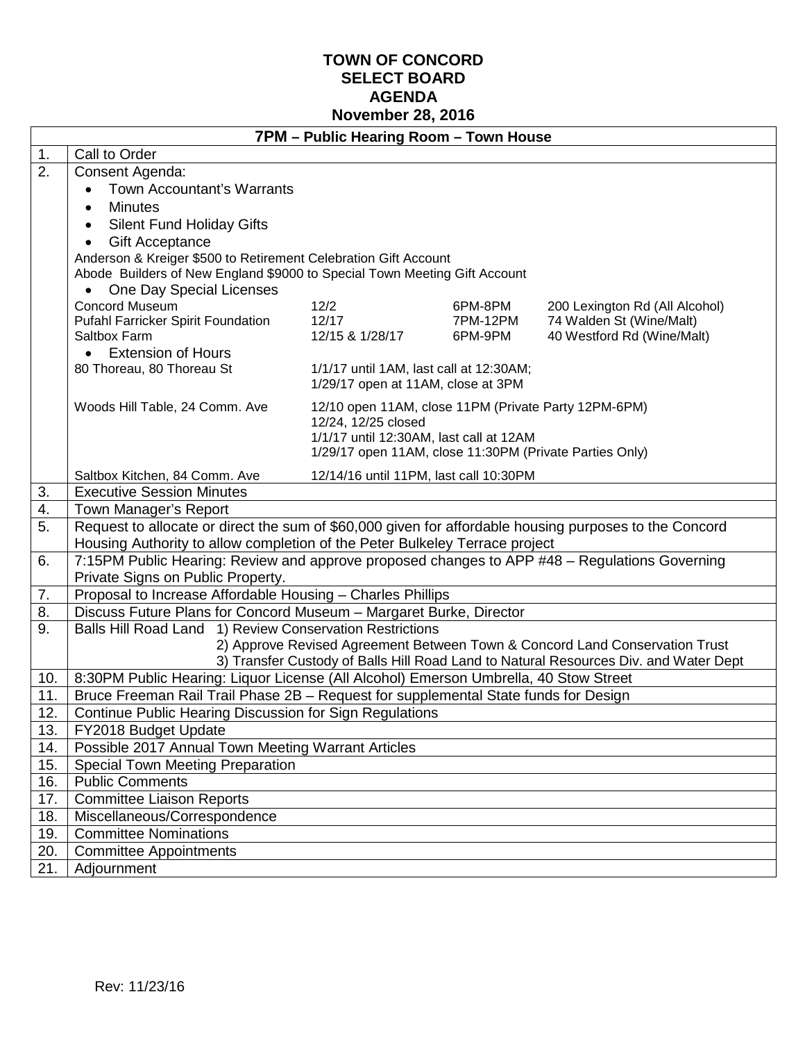# TOWN OF CONCORD
## SELECT BOARD
## AGENDA
## November 28, 2016

| | **7PM – Public Hearing Room – Town House** |
|---|---|
| 1. | Call to Order |
| 2. | Consent Agenda:<br>• Town Accountant's Warrants<br>• Minutes<br>• Silent Fund Holiday Gifts<br>• Gift Acceptance<br>Anderson & Kreiger $500 to Retirement Celebration Gift Account<br>Abode Builders of New England $9000 to Special Town Meeting Gift Account<br>• One Day Special Licenses<br>Concord Museum — 12/2 — 6PM-8PM — 200 Lexington Rd (All Alcohol)<br>Pufahl Farricker Spirit Foundation — 12/17 — 7PM-12PM — 74 Walden St (Wine/Malt)<br>Saltbox Farm — 12/15 & 1/28/17 — 6PM-9PM — 40 Westford Rd (Wine/Malt)<br>• Extension of Hours<br>80 Thoreau, 80 Thoreau St — 1/1/17 until 1AM, last call at 12:30AM; 1/29/17 open at 11AM, close at 3PM<br>Woods Hill Table, 24 Comm. Ave — 12/10 open 11AM, close 11PM (Private Party 12PM-6PM); 12/24, 12/25 closed; 1/1/17 until 12:30AM, last call at 12AM; 1/29/17 open 11AM, close 11:30PM (Private Parties Only)<br>Saltbox Kitchen, 84 Comm. Ave — 12/14/16 until 11PM, last call 10:30PM |
| 3. | Executive Session Minutes |
| 4. | Town Manager's Report |
| 5. | Request to allocate or direct the sum of $60,000 given for affordable housing purposes to the Concord Housing Authority to allow completion of the Peter Bulkeley Terrace project |
| 6. | 7:15PM Public Hearing: Review and approve proposed changes to APP #48 – Regulations Governing Private Signs on Public Property. |
| 7. | Proposal to Increase Affordable Housing – Charles Phillips |
| 8. | Discuss Future Plans for Concord Museum – Margaret Burke, Director |
| 9. | Balls Hill Road Land 1) Review Conservation Restrictions<br>2) Approve Revised Agreement Between Town & Concord Land Conservation Trust<br>3) Transfer Custody of Balls Hill Road Land to Natural Resources Div. and Water Dept |
| 10. | 8:30PM Public Hearing: Liquor License (All Alcohol) Emerson Umbrella, 40 Stow Street |
| 11. | Bruce Freeman Rail Trail Phase 2B – Request for supplemental State funds for Design |
| 12. | Continue Public Hearing Discussion for Sign Regulations |
| 13. | FY2018 Budget Update |
| 14. | Possible 2017 Annual Town Meeting Warrant Articles |
| 15. | Special Town Meeting Preparation |
| 16. | Public Comments |
| 17. | Committee Liaison Reports |
| 18. | Miscellaneous/Correspondence |
| 19. | Committee Nominations |
| 20. | Committee Appointments |
| 21. | Adjournment |

Rev: 11/23/16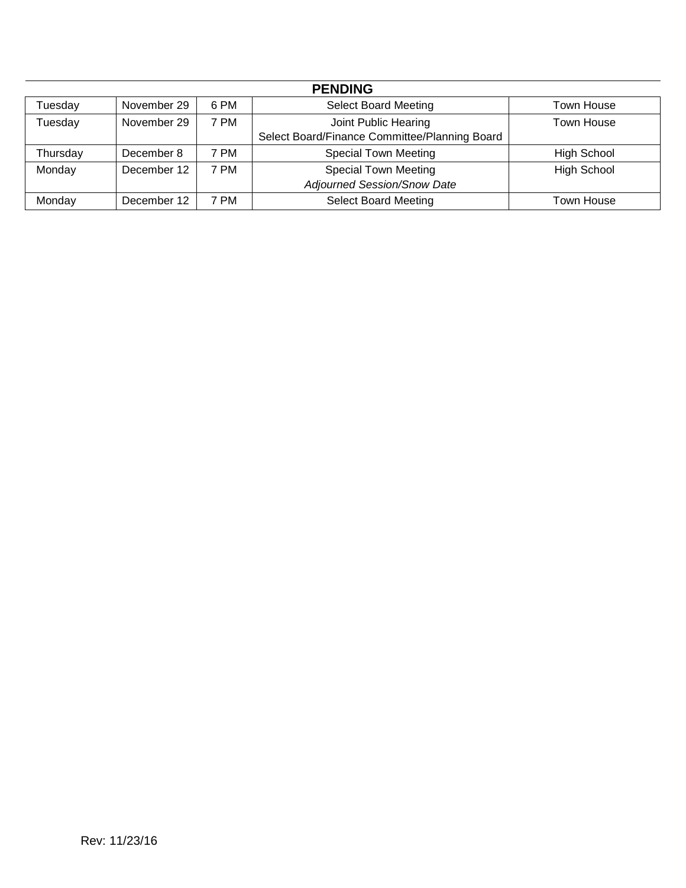## PENDING

| | | | | |
|---|---|---|---|---|
| Tuesday | November 29 | 6 PM | Select Board Meeting | Town House |
| Tuesday | November 29 | 7 PM | Joint Public Hearing<br>Select Board/Finance Committee/Planning Board | Town House |
| Thursday | December 8 | 7 PM | Special Town Meeting | High School |
| Monday | December 12 | 7 PM | Special Town Meeting<br>*Adjourned Session/Snow Date* | High School |
| Monday | December 12 | 7 PM | Select Board Meeting | Town House |

Rev: 11/23/16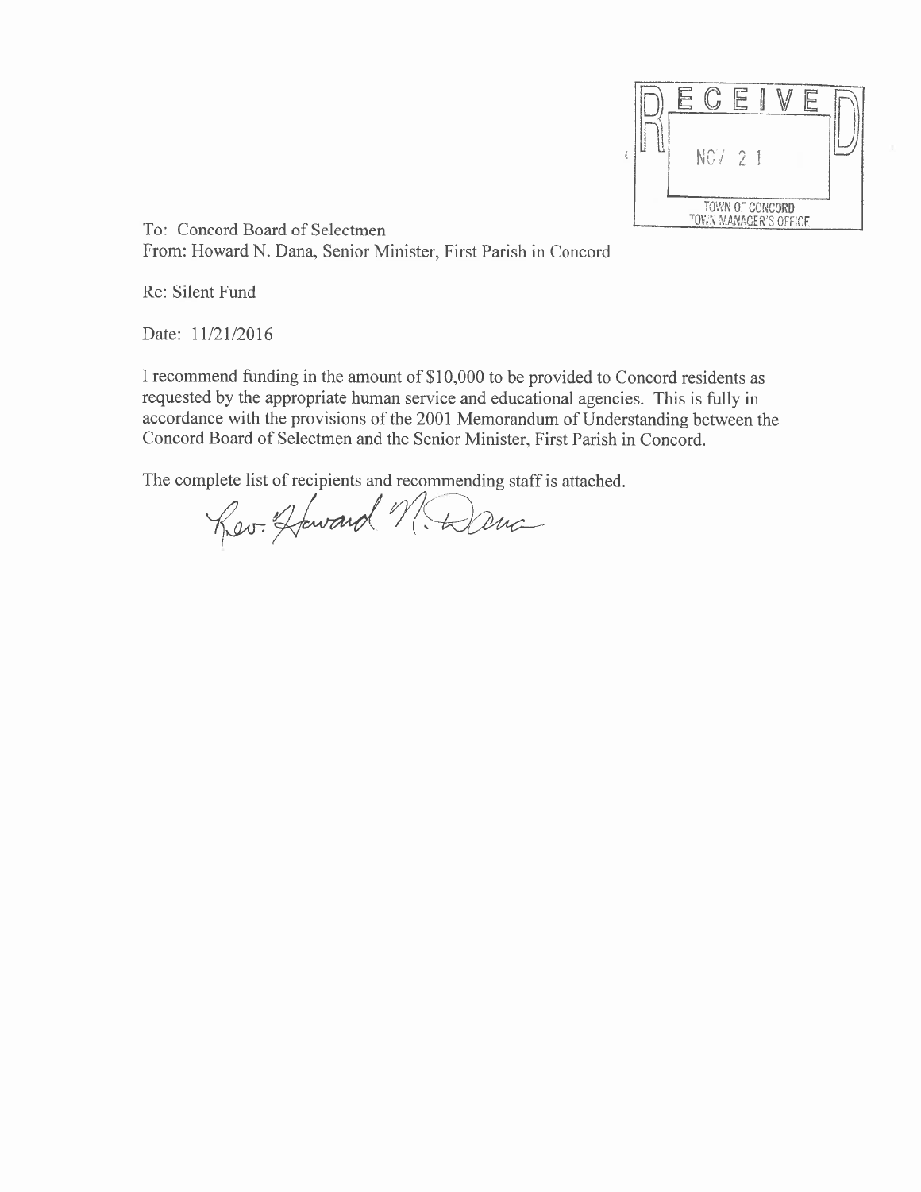RECEIVED
NOV 21
TOWN OF CONCORD
TOWN MANAGER'S OFFICE

To: Concord Board of Selectmen
From: Howard N. Dana, Senior Minister, First Parish in Concord

Re: Silent Fund

Date: 11/21/2016

I recommend funding in the amount of $10,000 to be provided to Concord residents as requested by the appropriate human service and educational agencies. This is fully in accordance with the provisions of the 2001 Memorandum of Understanding between the Concord Board of Selectmen and the Senior Minister, First Parish in Concord.

The complete list of recipients and recommending staff is attached.

Rev. Howard N. Dana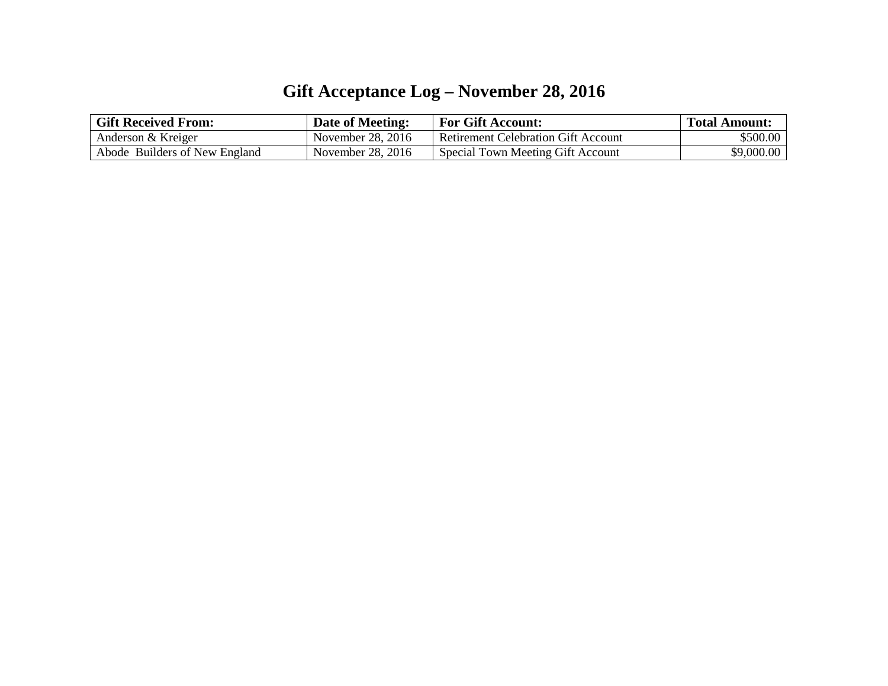# Gift Acceptance Log – November 28, 2016

| Gift Received From: | Date of Meeting: | For Gift Account: | Total Amount: |
|---|---|---|---|
| Anderson & Kreiger | November 28, 2016 | Retirement Celebration Gift Account | $500.00 |
| Abode Builders of New England | November 28, 2016 | Special Town Meeting Gift Account | $9,000.00 |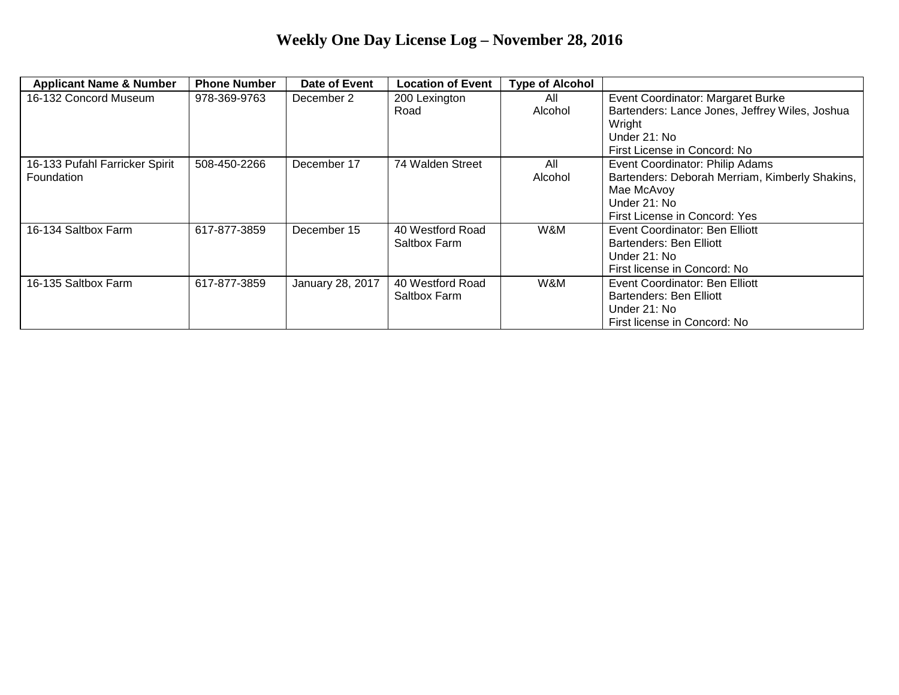# Weekly One Day License Log – November 28, 2016

| Applicant Name & Number | Phone Number | Date of Event | Location of Event | Type of Alcohol | |
|---|---|---|---|---|---|
| 16-132 Concord Museum | 978-369-9763 | December 2 | 200 Lexington Road | All Alcohol | Event Coordinator: Margaret Burke<br>Bartenders: Lance Jones, Jeffrey Wiles, Joshua Wright<br>Under 21: No<br>First License in Concord: No |
| 16-133 Pufahl Farricker Spirit Foundation | 508-450-2266 | December 17 | 74 Walden Street | All Alcohol | Event Coordinator: Philip Adams<br>Bartenders: Deborah Merriam, Kimberly Shakins, Mae McAvoy<br>Under 21: No<br>First License in Concord: Yes |
| 16-134 Saltbox Farm | 617-877-3859 | December 15 | 40 Westford Road Saltbox Farm | W&M | Event Coordinator: Ben Elliott<br>Bartenders: Ben Elliott<br>Under 21: No<br>First license in Concord: No |
| 16-135 Saltbox Farm | 617-877-3859 | January 28, 2017 | 40 Westford Road Saltbox Farm | W&M | Event Coordinator: Ben Elliott<br>Bartenders: Ben Elliott<br>Under 21: No<br>First license in Concord: No |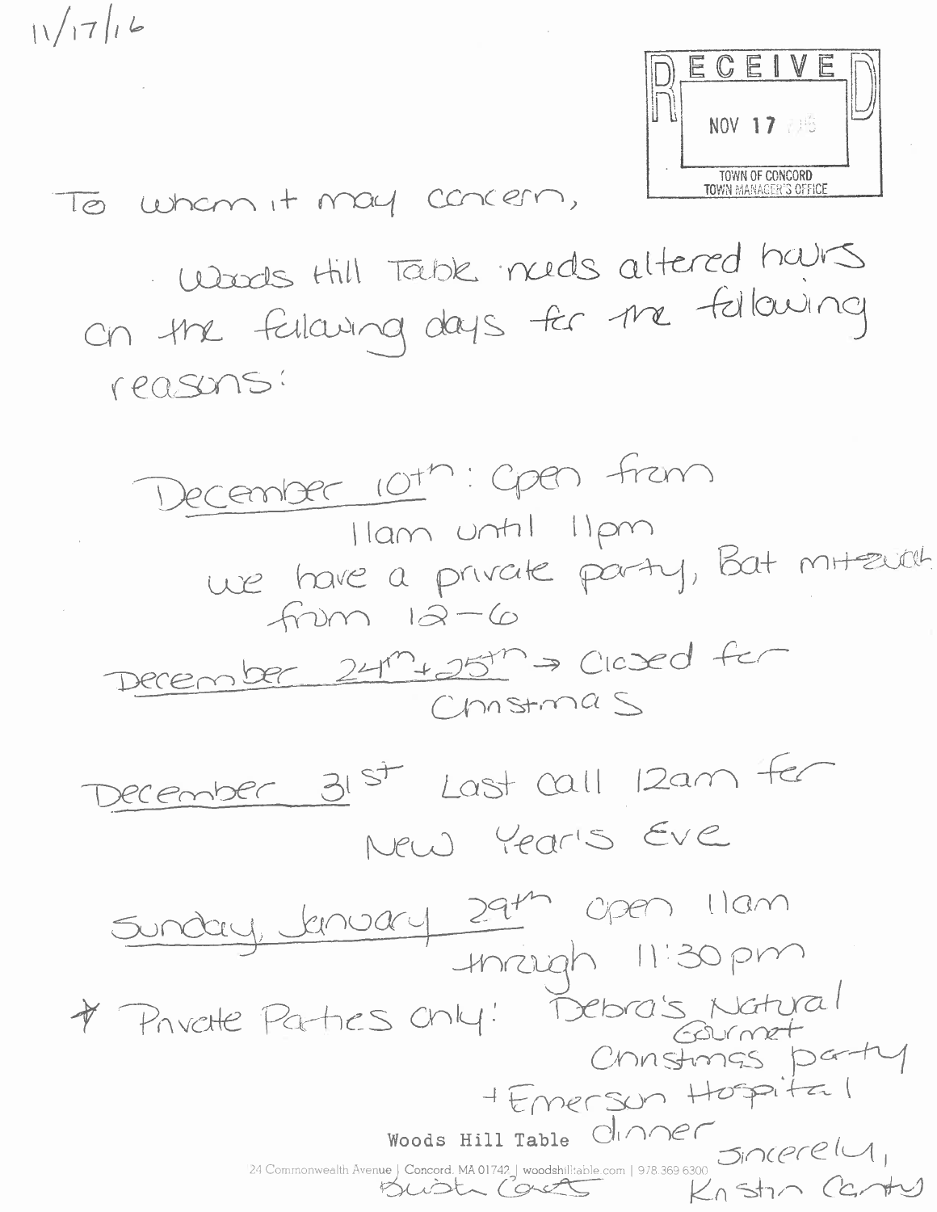11/17/16

RECEIVED
NOV 17
TOWN OF CONCORD
TOWN MANAGER'S OFFICE

To whom it may concern,

Woods Hill Table needs altered hours on the following days for the following reasons:

December 10th: Open from 11am until 11pm
we have a private party, Bat mitzvah from 12-6

December 24th + 25th → Closed for Christmas

December 31st Last call 12am for New Year's Eve

Sunday, January 29th open 11am through 11:30pm

* Private Parties only: Debra's Natural Gourmet Christmas party + Emerson Hospital dinner

Sincerely,
Kristin Canty

Woods Hill Table
24 Commonwealth Avenue | Concord, MA 01742 | woodshilltable.com | 978.369.6300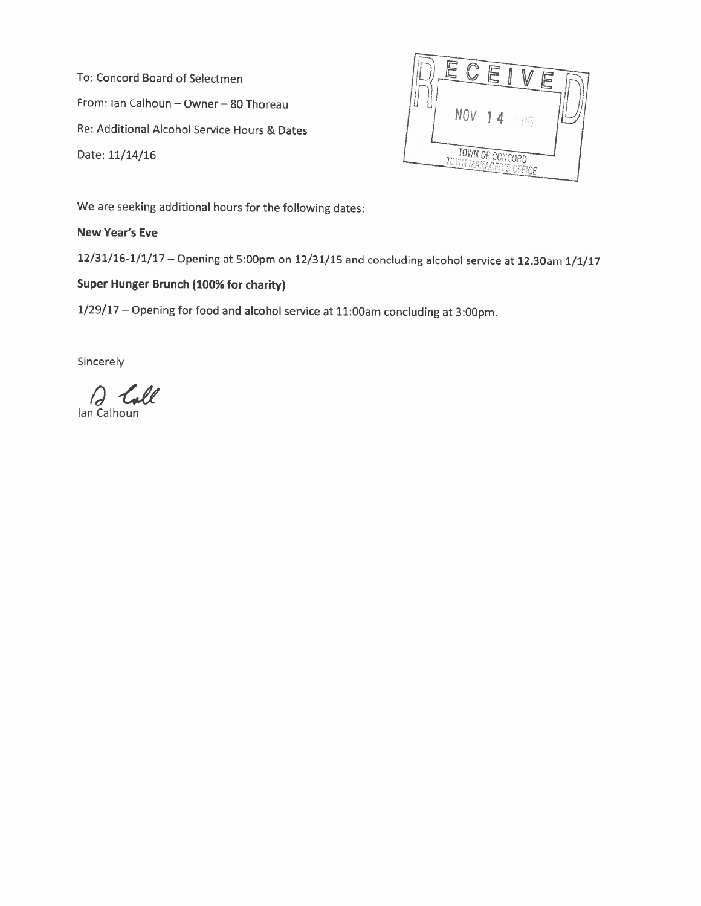To: Concord Board of Selectmen

From: Ian Calhoun – Owner – 80 Thoreau

Re: Additional Alcohol Service Hours & Dates

Date: 11/14/16

RECEIVED
NOV 14 2016
TOWN OF CONCORD
TOWN MANAGER'S OFFICE

We are seeking additional hours for the following dates:

**New Year's Eve**

12/31/16-1/1/17 – Opening at 5:00pm on 12/31/15 and concluding alcohol service at 12:30am 1/1/17

**Super Hunger Brunch (100% for charity)**

1/29/17 – Opening for food and alcohol service at 11:00am concluding at 3:00pm.

Sincerely

Ian Calhoun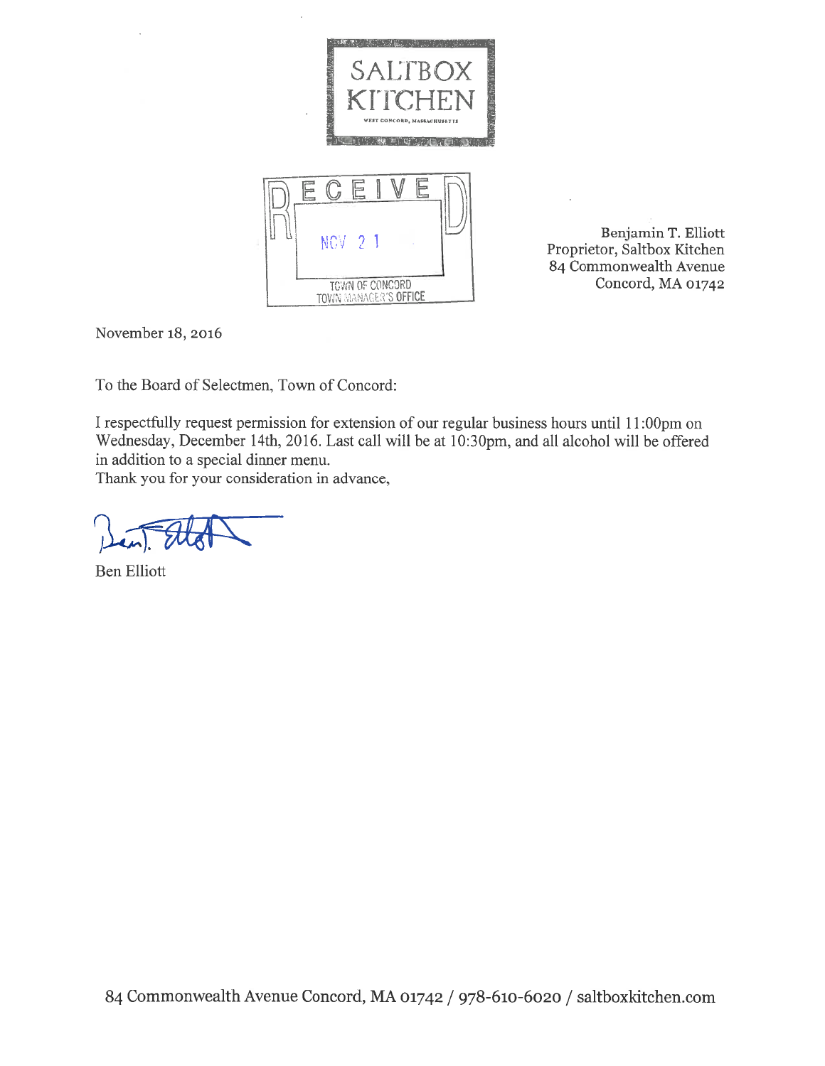SALTBOX KITCHEN

WEST CONCORD, MASSACHUSETTS

RECEIVED

NOV 21

TOWN OF CONCORD
TOWN MANAGER'S OFFICE

Benjamin T. Elliott
Proprietor, Saltbox Kitchen
84 Commonwealth Avenue
Concord, MA 01742

November 18, 2016

To the Board of Selectmen, Town of Concord:

I respectfully request permission for extension of our regular business hours until 11:00pm on Wednesday, December 14th, 2016. Last call will be at 10:30pm, and all alcohol will be offered in addition to a special dinner menu.

Thank you for your consideration in advance,

Ben Elliott

84 Commonwealth Avenue Concord, MA 01742 / 978-610-6020 / saltboxkitchen.com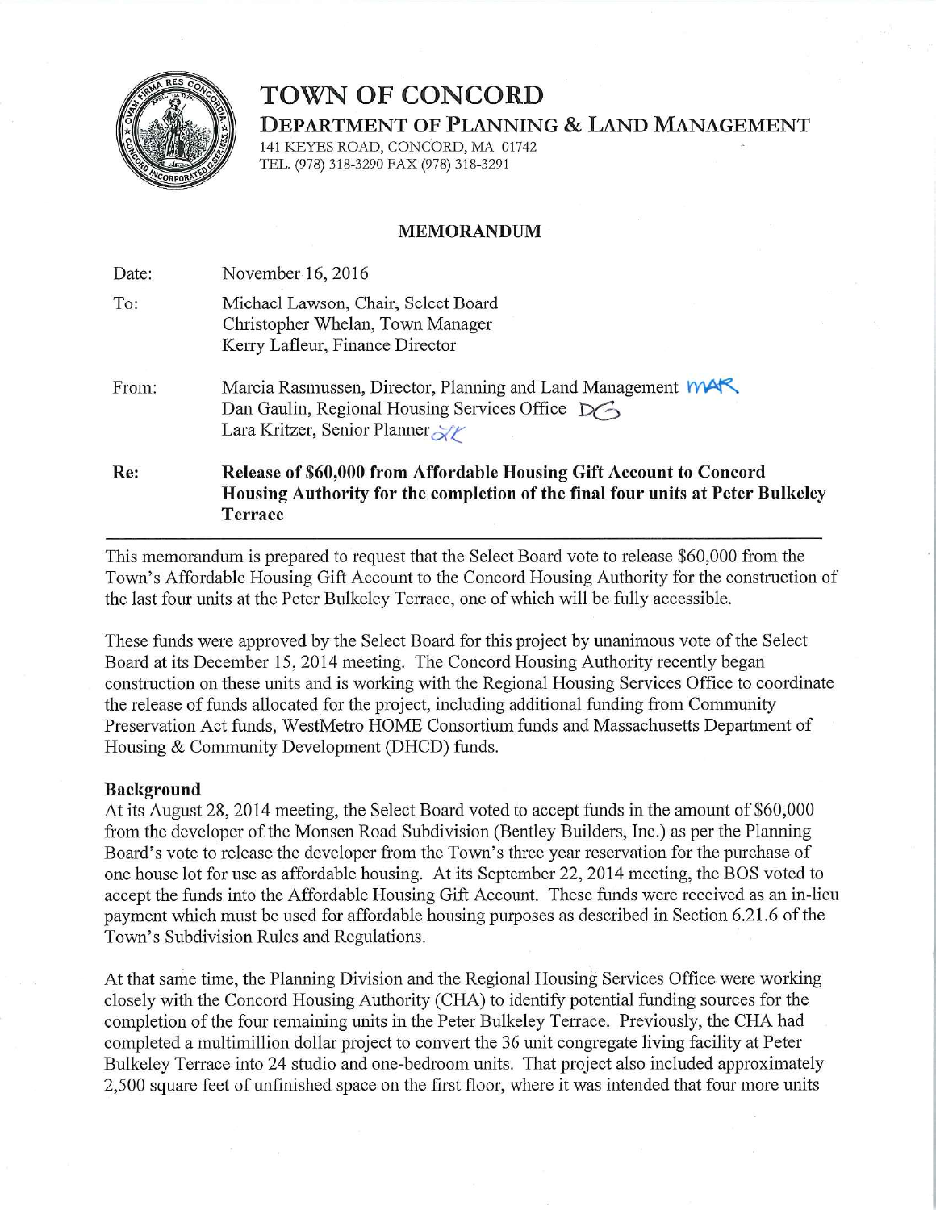# TOWN OF CONCORD

**DEPARTMENT OF PLANNING & LAND MANAGEMENT**

141 KEYES ROAD, CONCORD, MA 01742
TEL. (978) 318-3290 FAX (978) 318-3291

## MEMORANDUM

Date: November 16, 2016

To: Michael Lawson, Chair, Select Board
Christopher Whelan, Town Manager
Kerry Lafleur, Finance Director

From: Marcia Rasmussen, Director, Planning and Land Management MAR
Dan Gaulin, Regional Housing Services Office DG
Lara Kritzer, Senior Planner LK

**Re: Release of $60,000 from Affordable Housing Gift Account to Concord Housing Authority for the completion of the final four units at Peter Bulkeley Terrace**

---

This memorandum is prepared to request that the Select Board vote to release $60,000 from the Town's Affordable Housing Gift Account to the Concord Housing Authority for the construction of the last four units at the Peter Bulkeley Terrace, one of which will be fully accessible.

These funds were approved by the Select Board for this project by unanimous vote of the Select Board at its December 15, 2014 meeting. The Concord Housing Authority recently began construction on these units and is working with the Regional Housing Services Office to coordinate the release of funds allocated for the project, including additional funding from Community Preservation Act funds, WestMetro HOME Consortium funds and Massachusetts Department of Housing & Community Development (DHCD) funds.

**Background**

At its August 28, 2014 meeting, the Select Board voted to accept funds in the amount of $60,000 from the developer of the Monsen Road Subdivision (Bentley Builders, Inc.) as per the Planning Board's vote to release the developer from the Town's three year reservation for the purchase of one house lot for use as affordable housing. At its September 22, 2014 meeting, the BOS voted to accept the funds into the Affordable Housing Gift Account. These funds were received as an in-lieu payment which must be used for affordable housing purposes as described in Section 6.21.6 of the Town's Subdivision Rules and Regulations.

At that same time, the Planning Division and the Regional Housing Services Office were working closely with the Concord Housing Authority (CHA) to identify potential funding sources for the completion of the four remaining units in the Peter Bulkeley Terrace. Previously, the CHA had completed a multimillion dollar project to convert the 36 unit congregate living facility at Peter Bulkeley Terrace into 24 studio and one-bedroom units. That project also included approximately 2,500 square feet of unfinished space on the first floor, where it was intended that four more units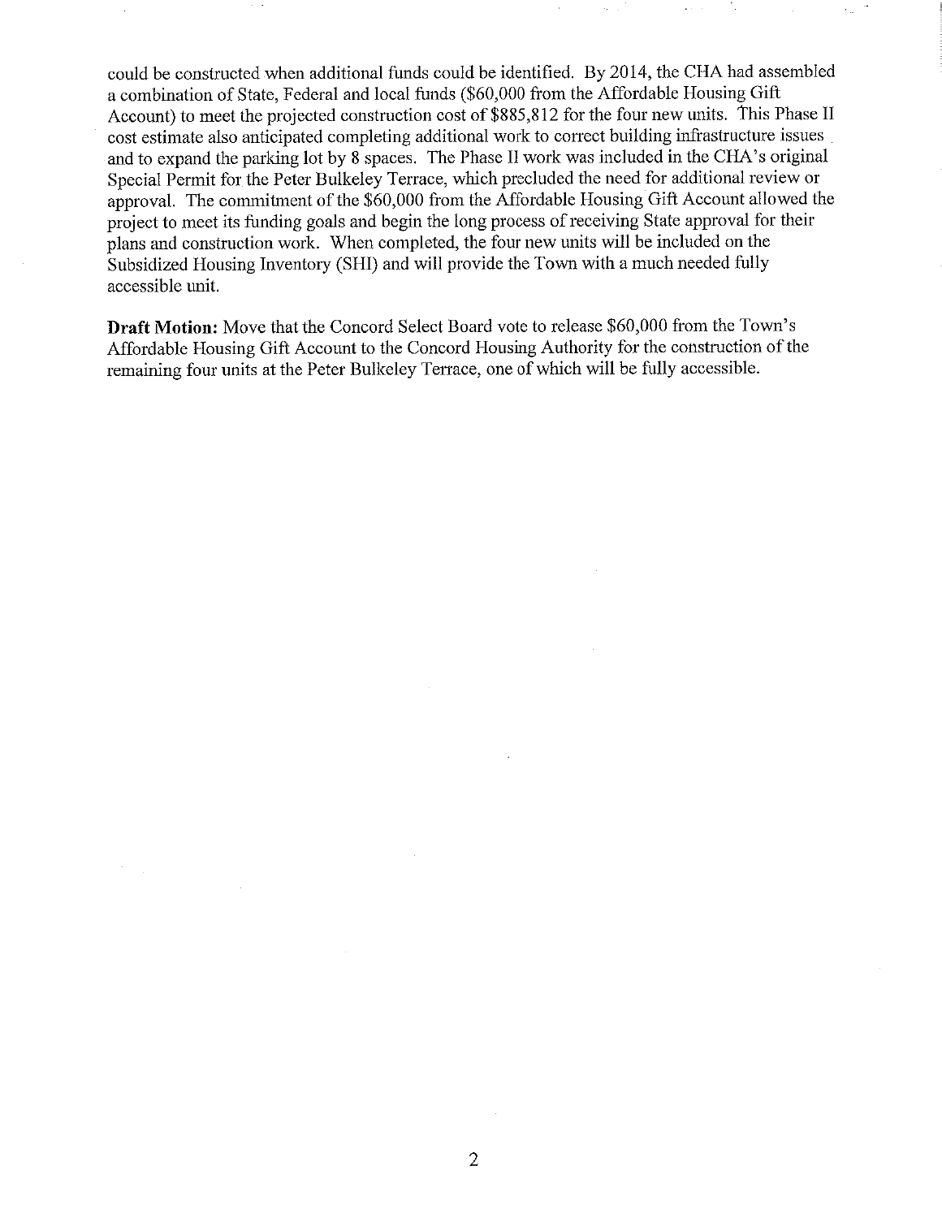could be constructed when additional funds could be identified. By 2014, the CHA had assembled a combination of State, Federal and local funds ($60,000 from the Affordable Housing Gift Account) to meet the projected construction cost of $885,812 for the four new units. This Phase II cost estimate also anticipated completing additional work to correct building infrastructure issues and to expand the parking lot by 8 spaces. The Phase II work was included in the CHA's original Special Permit for the Peter Bulkeley Terrace, which precluded the need for additional review or approval. The commitment of the $60,000 from the Affordable Housing Gift Account allowed the project to meet its funding goals and begin the long process of receiving State approval for their plans and construction work. When completed, the four new units will be included on the Subsidized Housing Inventory (SHI) and will provide the Town with a much needed fully accessible unit.

**Draft Motion:** Move that the Concord Select Board vote to release $60,000 from the Town's Affordable Housing Gift Account to the Concord Housing Authority for the construction of the remaining four units at the Peter Bulkeley Terrace, one of which will be fully accessible.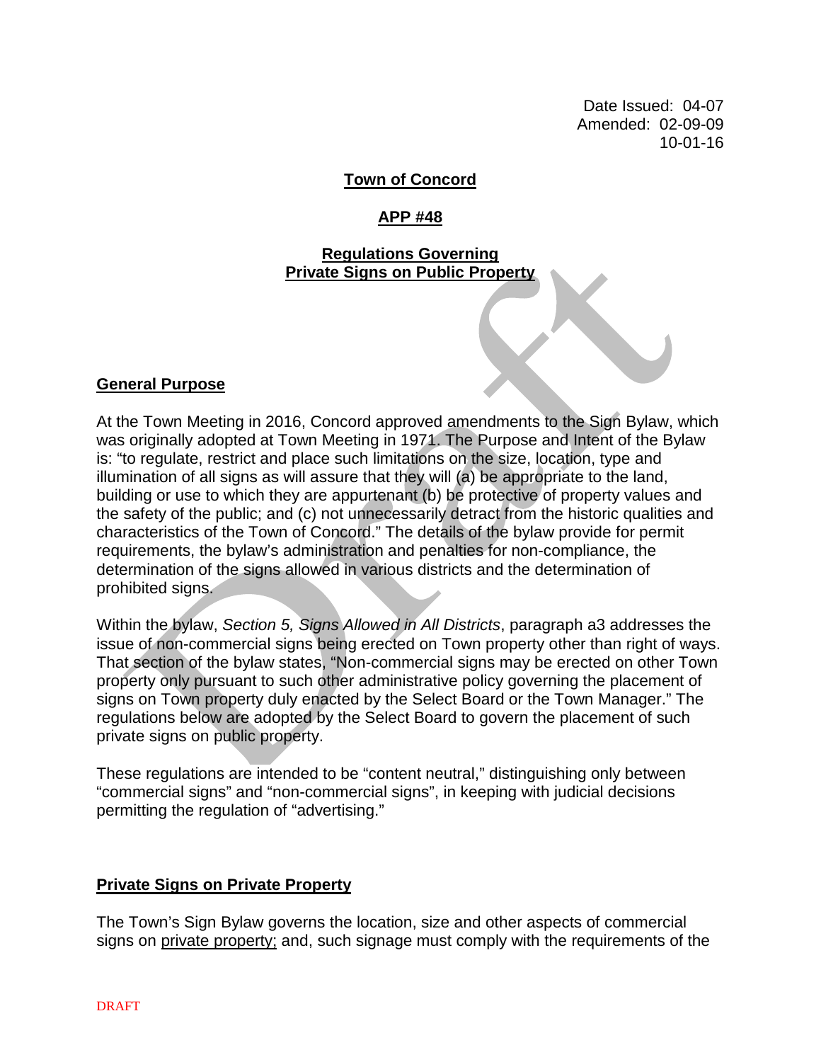Date Issued: 04-07
Amended: 02-09-09
10-01-16

**Town of Concord**

**APP #48**

**Regulations Governing**
**Private Signs on Public Property**

## General Purpose

At the Town Meeting in 2016, Concord approved amendments to the Sign Bylaw, which was originally adopted at Town Meeting in 1971. The Purpose and Intent of the Bylaw is: "to regulate, restrict and place such limitations on the size, location, type and illumination of all signs as will assure that they will (a) be appropriate to the land, building or use to which they are appurtenant (b) be protective of property values and the safety of the public; and (c) not unnecessarily detract from the historic qualities and characteristics of the Town of Concord." The details of the bylaw provide for permit requirements, the bylaw's administration and penalties for non-compliance, the determination of the signs allowed in various districts and the determination of prohibited signs.

Within the bylaw, *Section 5, Signs Allowed in All Districts*, paragraph a3 addresses the issue of non-commercial signs being erected on Town property other than right of ways. That section of the bylaw states, "Non-commercial signs may be erected on other Town property only pursuant to such other administrative policy governing the placement of signs on Town property duly enacted by the Select Board or the Town Manager." The regulations below are adopted by the Select Board to govern the placement of such private signs on public property.

These regulations are intended to be "content neutral," distinguishing only between "commercial signs" and "non-commercial signs", in keeping with judicial decisions permitting the regulation of "advertising."

## Private Signs on Private Property

The Town's Sign Bylaw governs the location, size and other aspects of commercial signs on <u>private property;</u> and, such signage must comply with the requirements of the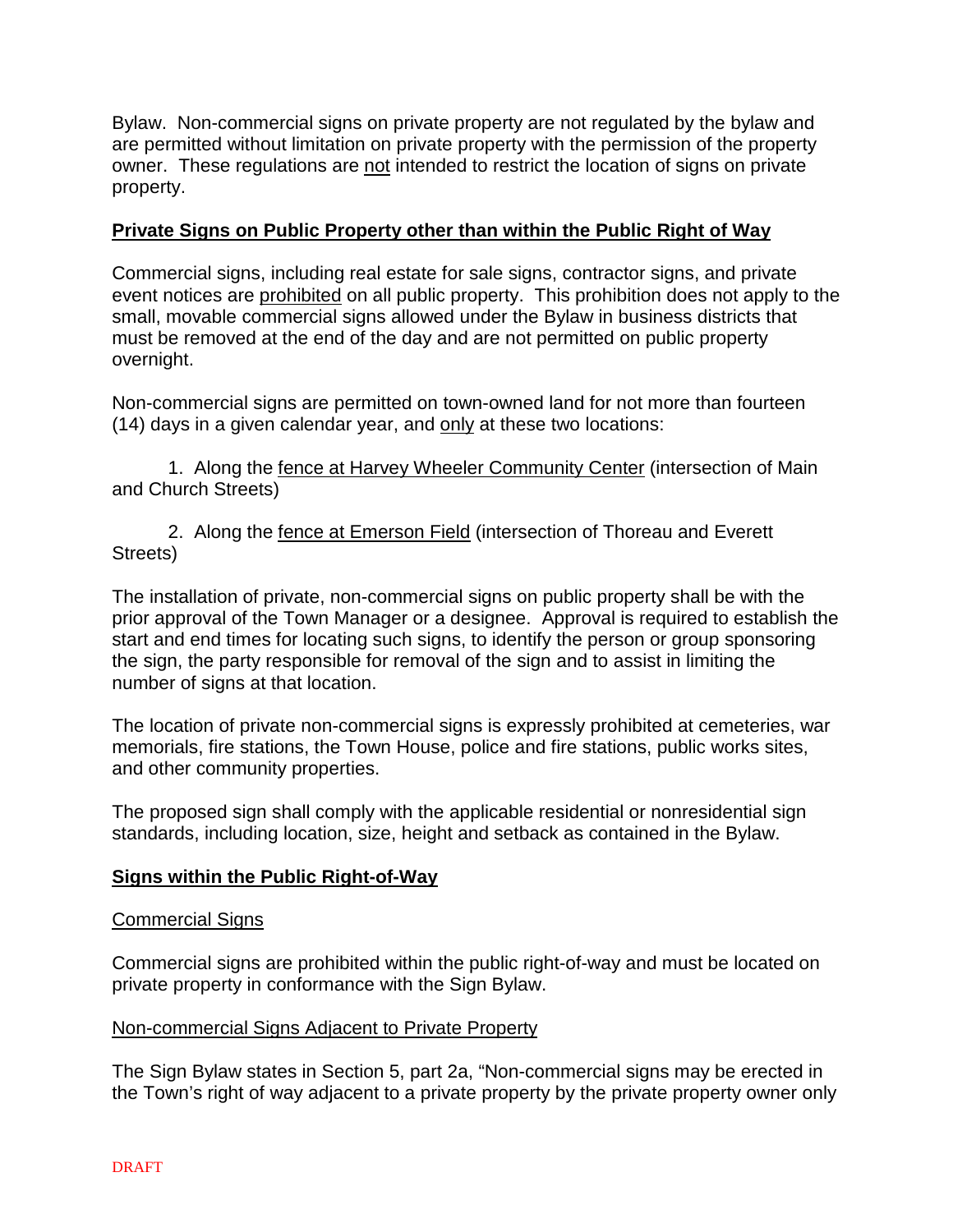Bylaw. Non-commercial signs on private property are not regulated by the bylaw and are permitted without limitation on private property with the permission of the property owner. These regulations are <u>not</u> intended to restrict the location of signs on private property.

## **<u>Private Signs on Public Property other than within the Public Right of Way</u>**

Commercial signs, including real estate for sale signs, contractor signs, and private event notices are <u>prohibited</u> on all public property. This prohibition does not apply to the small, movable commercial signs allowed under the Bylaw in business districts that must be removed at the end of the day and are not permitted on public property overnight.

Non-commercial signs are permitted on town-owned land for not more than fourteen (14) days in a given calendar year, and <u>only</u> at these two locations:

1. Along the <u>fence at Harvey Wheeler Community Center</u> (intersection of Main and Church Streets)

2. Along the <u>fence at Emerson Field</u> (intersection of Thoreau and Everett Streets)

The installation of private, non-commercial signs on public property shall be with the prior approval of the Town Manager or a designee. Approval is required to establish the start and end times for locating such signs, to identify the person or group sponsoring the sign, the party responsible for removal of the sign and to assist in limiting the number of signs at that location.

The location of private non-commercial signs is expressly prohibited at cemeteries, war memorials, fire stations, the Town House, police and fire stations, public works sites, and other community properties.

The proposed sign shall comply with the applicable residential or nonresidential sign standards, including location, size, height and setback as contained in the Bylaw.

## **<u>Signs within the Public Right-of-Way</u>**

### <u>Commercial Signs</u>

Commercial signs are prohibited within the public right-of-way and must be located on private property in conformance with the Sign Bylaw.

### <u>Non-commercial Signs Adjacent to Private Property</u>

The Sign Bylaw states in Section 5, part 2a, "Non-commercial signs may be erected in the Town's right of way adjacent to a private property by the private property owner only

DRAFT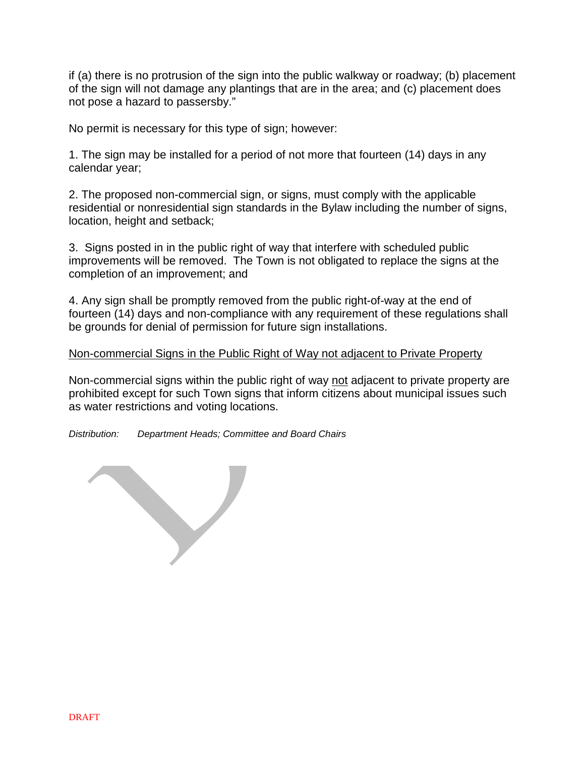if (a) there is no protrusion of the sign into the public walkway or roadway; (b) placement of the sign will not damage any plantings that are in the area; and (c) placement does not pose a hazard to passersby."

No permit is necessary for this type of sign; however:

1. The sign may be installed for a period of not more that fourteen (14) days in any calendar year;

2. The proposed non-commercial sign, or signs, must comply with the applicable residential or nonresidential sign standards in the Bylaw including the number of signs, location, height and setback;

3. Signs posted in in the public right of way that interfere with scheduled public improvements will be removed. The Town is not obligated to replace the signs at the completion of an improvement; and

4. Any sign shall be promptly removed from the public right-of-way at the end of fourteen (14) days and non-compliance with any requirement of these regulations shall be grounds for denial of permission for future sign installations.

<u>Non-commercial Signs in the Public Right of Way not adjacent to Private Property</u>

Non-commercial signs within the public right of way <u>not</u> adjacent to private property are prohibited except for such Town signs that inform citizens about municipal issues such as water restrictions and voting locations.

*Distribution: Department Heads; Committee and Board Chairs*

DRAFT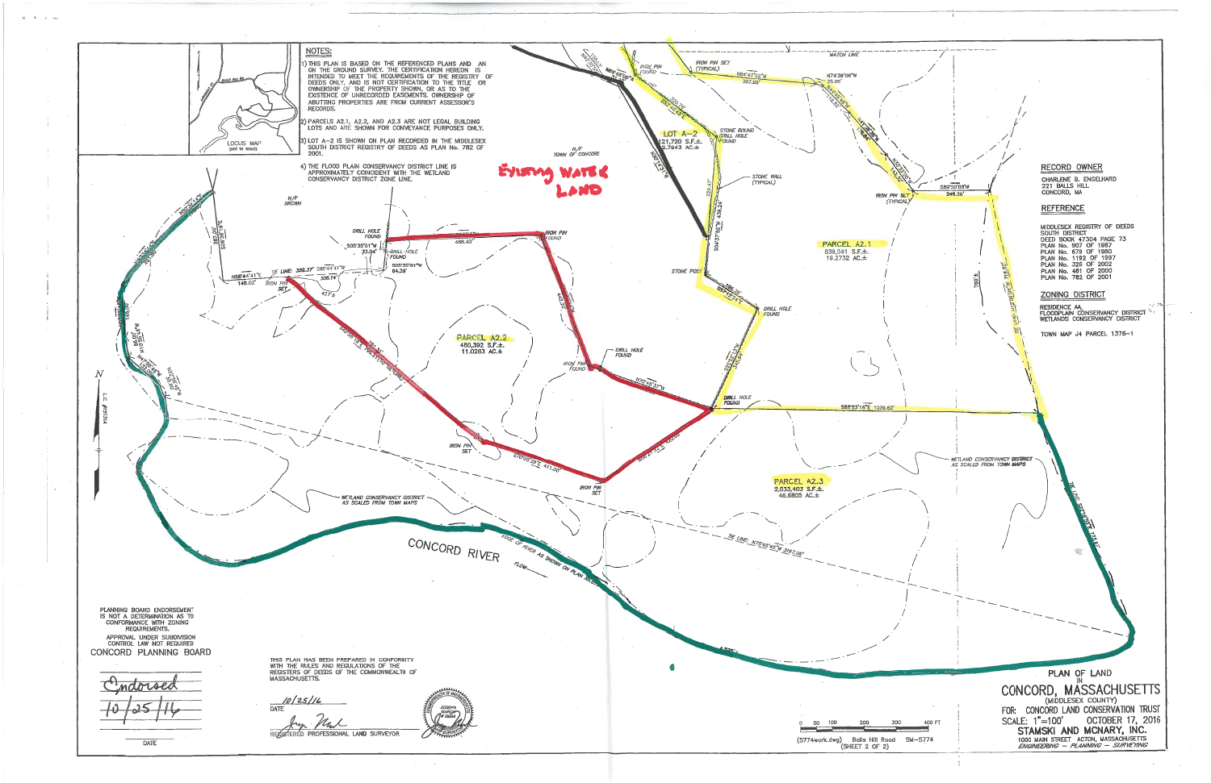## NOTES:

1) THIS PLAN IS BASED ON THE REFERENCED PLANS AND AN ON THE GROUND SURVEY. THE CERTIFICATION HEREON IS INTENDED TO MEET THE REQUIREMENTS OF THE REGISTRY OF DEEDS ONLY, AND IS NOT CERTIFICATION TO THE TITLE OR OWNERSHIP OF THE PROPERTY SHOWN, OR AS TO THE EXISTENCE OF UNRECORDED EASEMENTS. OWNERSHIP OF ABUTTING PROPERTIES ARE FROM CURRENT ASSESSOR'S RECORDS.
2) PARCELS A2.1, A2.2, AND A2.3 ARE NOT LEGAL BUILDING LOTS AND ARE SHOWN FOR CONVEYANCE PURPOSES ONLY.
3) LOT A-2 IS SHOWN ON PLAN RECORDED IN THE MIDDLESEX SOUTH DISTRICT REGISTRY OF DEEDS AS PLAN No. 782 OF 2001.
4) THE FLOOD PLAIN CONSERVANCY DISTRICT LINE IS APPROXIMATELY COINCIDENT WITH THE WETLAND CONSERVANCY DISTRICT ZONE LINE.

LOCUS MAP (NOT TO SCALE)

EXISTING WATER LAND

N/F TOWN OF CONCORD

N/F BROWN

LOT A-2
121,720 S.F.±
2.7943 AC.±

PARCEL A2.1
839,541 S.F.±
19.2732 AC.±

PARCEL A2.2
480,392 S.F.±
11.0283 AC.±

PARCEL A2.3
2,033,403 S.F.±
46.6805 AC.±

CONCORD RIVER

EDGE OF RIVER AS SHOWN ON PLAN No.

WETLAND CONSERVANCY DISTRICT AS SCALED FROM TOWN MAPS

TIE LINE: N75°45'45"W 3167.06'

TIE LINE: 359.37' S85°44'41"W

S88°53'16"E 1039.62'

N84°47'02"E 397.90'

N74°39'06"W 25.05'

S89°50'08"W 248.26'

S70°05'29"E 411.00'

N70°48'37"W

S05°35'01"W 33.04'

S05°35'01"W 84.39'

N88°44'41"E 148.02'

IRON PIN SET (TYPICAL)

IRON PIN FOUND

DRILL HOLE FOUND

STONE BOUND DRILL HOLE FOUND

STONE WALL (TYPICAL)

STONE POST

MATCH LINE

## RECORD OWNER

CHARLENE B. ENGELHARD
221 BALLS HILL
CONCORD, MA

## REFERENCE

MIDDLESEX REGISTRY OF DEEDS SOUTH DISTRICT
DEED BOOK 47304 PAGE 73
PLAN No. 907 OF 1957
PLAN No. 679 OF 1980
PLAN No. 1192 OF 1997
PLAN No. 326 OF 2002
PLAN No. 481 OF 2000
PLAN No. 782 OF 2001

## ZONING DISTRICT

RESIDENCE AA,
FLOODPLAIN CONSERVANCY DISTRICT
WETLANDS CONSERVANCY DISTRICT

TOWN MAP J4 PARCEL 1376-1

PLANNING BOARD ENDORSEMENT IS NOT A DETERMINATION AS TO CONFORMANCE WITH ZONING REQUIREMENTS.

APPROVAL UNDER SUBDIVISION CONTROL LAW NOT REQUIRED
CONCORD PLANNING BOARD

Endorsed
10/25/16

DATE

THIS PLAN HAS BEEN PREPARED IN CONFORMITY WITH THE RULES AND REGULATIONS OF THE REGISTERS OF DEEDS OF THE COMMONWEALTH OF MASSACHUSETTS.

10/25/16
DATE

REGISTERED PROFESSIONAL LAND SURVEYOR

(5774work.dwg) Balls Hill Road SM-5774 (SHEET 2 OF 2)

# PLAN OF LAND IN CONCORD, MASSACHUSETTS

(MIDDLESEX COUNTY)

FOR: CONCORD LAND CONSERVATION TRUST

SCALE: 1"=100' OCTOBER 17, 2016

**STAMSKI AND MCNARY, INC.**

1000 MAIN STREET ACTON, MASSACHUSETTS

*ENGINEERING – PLANNING – SURVEYING*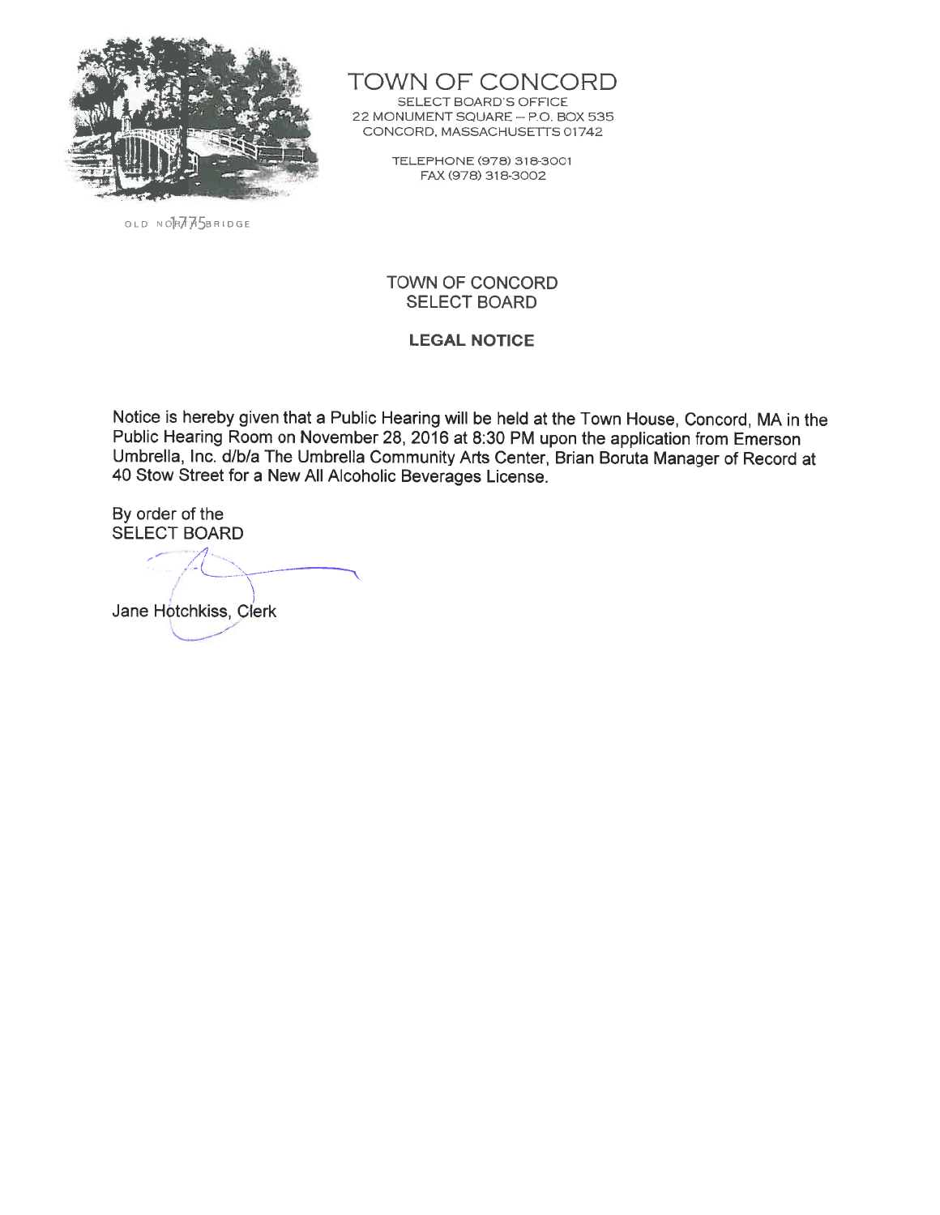OLD NORTH BRIDGE 1775

# TOWN OF CONCORD

SELECT BOARD'S OFFICE
22 MONUMENT SQUARE – P.O. BOX 535
CONCORD, MASSACHUSETTS 01742

TELEPHONE (978) 318-3001
FAX (978) 318-3002

TOWN OF CONCORD
SELECT BOARD

**LEGAL NOTICE**

Notice is hereby given that a Public Hearing will be held at the Town House, Concord, MA in the Public Hearing Room on November 28, 2016 at 8:30 PM upon the application from Emerson Umbrella, Inc. d/b/a The Umbrella Community Arts Center, Brian Boruta Manager of Record at 40 Stow Street for a New All Alcoholic Beverages License.

By order of the
SELECT BOARD

Jane Hotchkiss, Clerk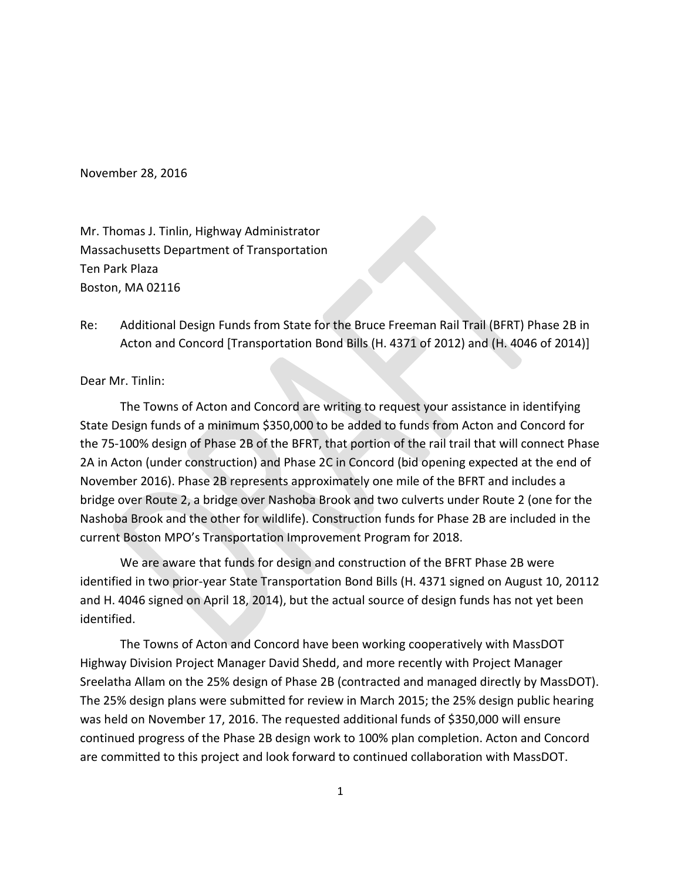November 28, 2016

Mr. Thomas J. Tinlin, Highway Administrator
Massachusetts Department of Transportation
Ten Park Plaza
Boston, MA 02116

Re: Additional Design Funds from State for the Bruce Freeman Rail Trail (BFRT) Phase 2B in Acton and Concord [Transportation Bond Bills (H. 4371 of 2012) and (H. 4046 of 2014)]

Dear Mr. Tinlin:

The Towns of Acton and Concord are writing to request your assistance in identifying State Design funds of a minimum $350,000 to be added to funds from Acton and Concord for the 75-100% design of Phase 2B of the BFRT, that portion of the rail trail that will connect Phase 2A in Acton (under construction) and Phase 2C in Concord (bid opening expected at the end of November 2016). Phase 2B represents approximately one mile of the BFRT and includes a bridge over Route 2, a bridge over Nashoba Brook and two culverts under Route 2 (one for the Nashoba Brook and the other for wildlife). Construction funds for Phase 2B are included in the current Boston MPO's Transportation Improvement Program for 2018.

We are aware that funds for design and construction of the BFRT Phase 2B were identified in two prior-year State Transportation Bond Bills (H. 4371 signed on August 10, 20112 and H. 4046 signed on April 18, 2014), but the actual source of design funds has not yet been identified.

The Towns of Acton and Concord have been working cooperatively with MassDOT Highway Division Project Manager David Shedd, and more recently with Project Manager Sreelatha Allam on the 25% design of Phase 2B (contracted and managed directly by MassDOT). The 25% design plans were submitted for review in March 2015; the 25% design public hearing was held on November 17, 2016. The requested additional funds of $350,000 will ensure continued progress of the Phase 2B design work to 100% plan completion. Acton and Concord are committed to this project and look forward to continued collaboration with MassDOT.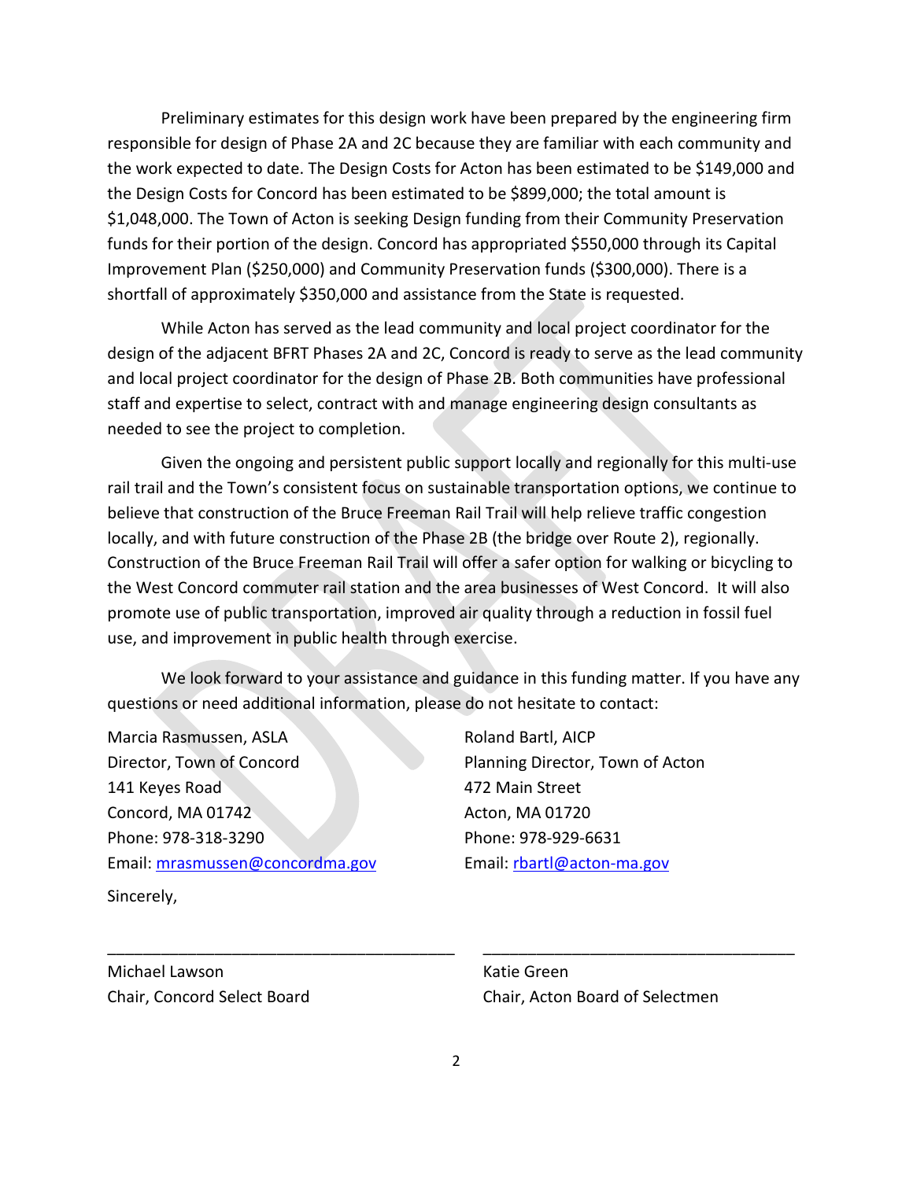Preliminary estimates for this design work have been prepared by the engineering firm responsible for design of Phase 2A and 2C because they are familiar with each community and the work expected to date. The Design Costs for Acton has been estimated to be $149,000 and the Design Costs for Concord has been estimated to be $899,000; the total amount is $1,048,000. The Town of Acton is seeking Design funding from their Community Preservation funds for their portion of the design. Concord has appropriated $550,000 through its Capital Improvement Plan ($250,000) and Community Preservation funds ($300,000). There is a shortfall of approximately $350,000 and assistance from the State is requested.

While Acton has served as the lead community and local project coordinator for the design of the adjacent BFRT Phases 2A and 2C, Concord is ready to serve as the lead community and local project coordinator for the design of Phase 2B. Both communities have professional staff and expertise to select, contract with and manage engineering design consultants as needed to see the project to completion.

Given the ongoing and persistent public support locally and regionally for this multi-use rail trail and the Town's consistent focus on sustainable transportation options, we continue to believe that construction of the Bruce Freeman Rail Trail will help relieve traffic congestion locally, and with future construction of the Phase 2B (the bridge over Route 2), regionally. Construction of the Bruce Freeman Rail Trail will offer a safer option for walking or bicycling to the West Concord commuter rail station and the area businesses of West Concord. It will also promote use of public transportation, improved air quality through a reduction in fossil fuel use, and improvement in public health through exercise.

We look forward to your assistance and guidance in this funding matter. If you have any questions or need additional information, please do not hesitate to contact:

Marcia Rasmussen, ASLA
Director, Town of Concord
141 Keyes Road
Concord, MA 01742
Phone: 978-318-3290
Email: mrasmussen@concordma.gov

Roland Bartl, AICP
Planning Director, Town of Acton
472 Main Street
Acton, MA 01720
Phone: 978-929-6631
Email: rbartl@acton-ma.gov

Sincerely,

\_\_\_\_\_\_\_\_\_\_\_\_\_\_\_\_\_\_\_\_\_\_\_\_\_\_\_\_\_\_\_\_\_\_\_\_\_\_\_\_

Michael Lawson
Chair, Concord Select Board

\_\_\_\_\_\_\_\_\_\_\_\_\_\_\_\_\_\_\_\_\_\_\_\_\_\_\_\_\_\_\_\_\_\_\_\_\_\_\_\_

Katie Green
Chair, Acton Board of Selectmen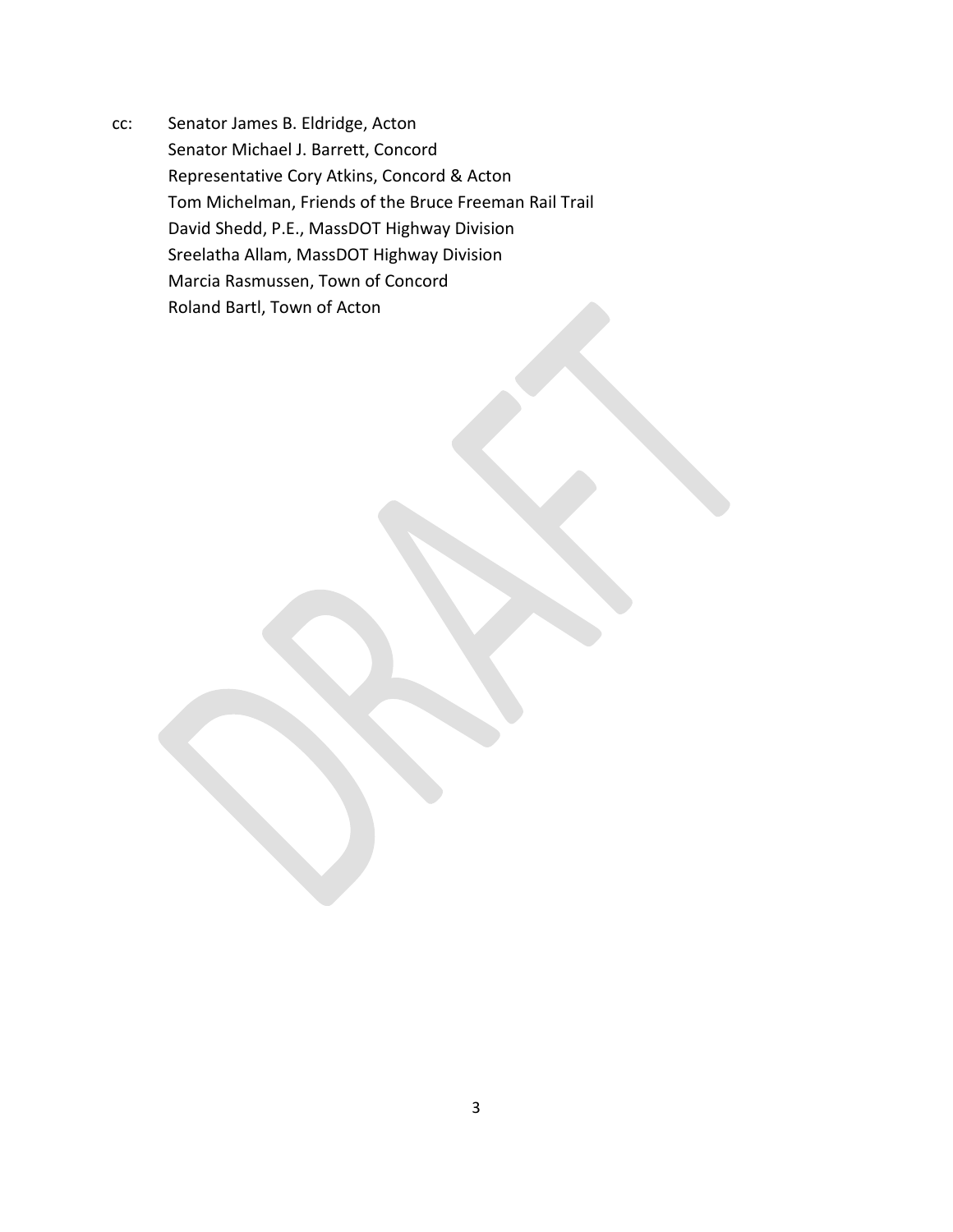cc: Senator James B. Eldridge, Acton
Senator Michael J. Barrett, Concord
Representative Cory Atkins, Concord & Acton
Tom Michelman, Friends of the Bruce Freeman Rail Trail
David Shedd, P.E., MassDOT Highway Division
Sreelatha Allam, MassDOT Highway Division
Marcia Rasmussen, Town of Concord
Roland Bartl, Town of Acton